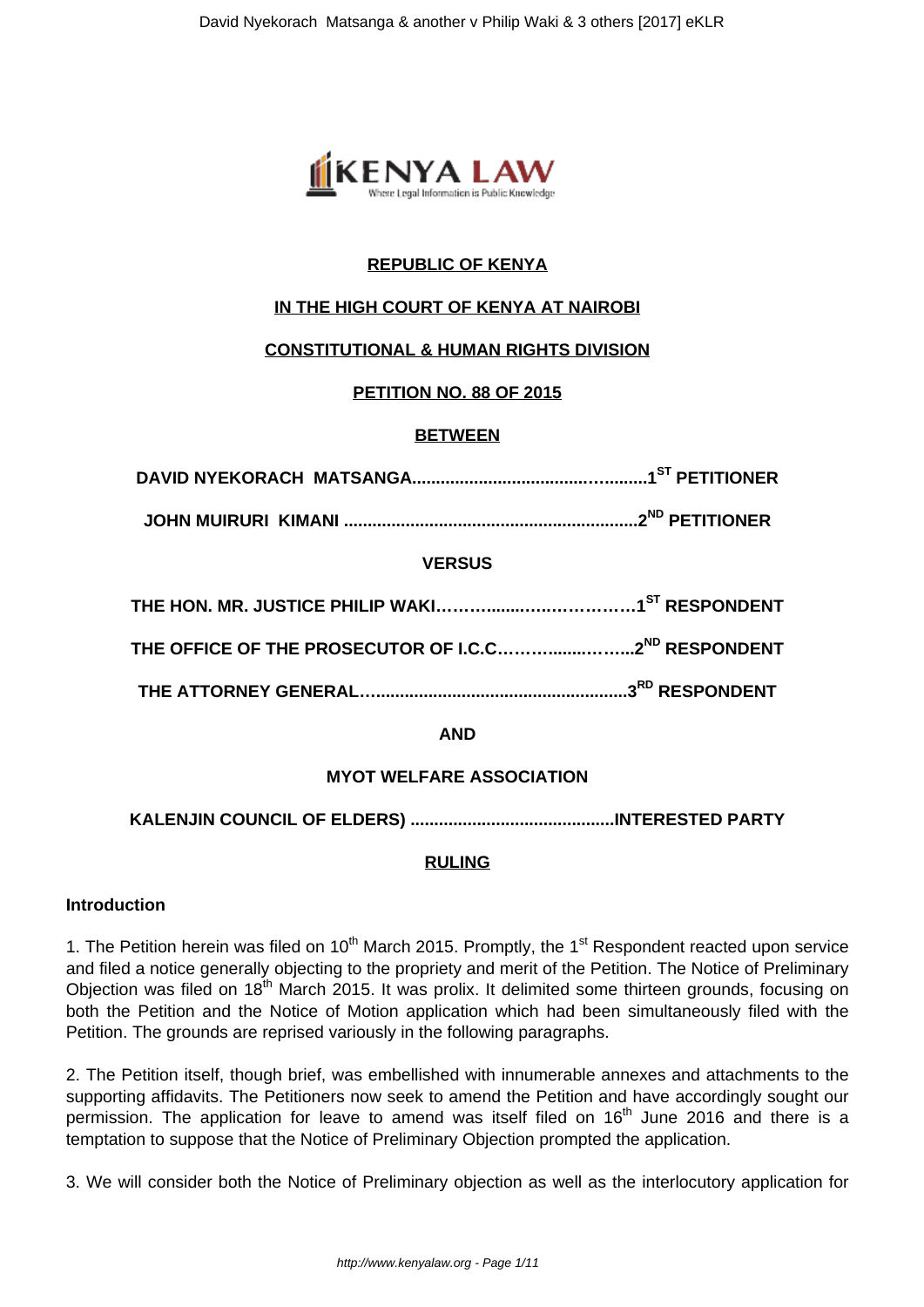**REPUBLIC OF KENYA**

**IN THE HIGH COURT OF KENYA AT NAIROBI**

**CONSTITUTIONAL & HUMAN RIGHTS DIVISION**

**PETITION NO. 88 OF 2015**

**BETWEEN**

**DAVID NYEKORACH MATSANGA..................................................1ST PETITIONER**

**JOHN MUIRURI KIMANI ..............................................................2ND PETITIONER**

**VERSUS**

**THE HON. MR. JUSTICE PHILIP WAKI……….......…..…………1ST RESPONDENT**

**THE OFFICE OF THE PROSECUTOR OF I.C.C……….......……...2ND RESPONDENT**

**THE ATTORNEY GENERAL…....................................................3RD RESPONDENT**

**AND**

**MYOT WELFARE ASSOCIATION**

**KALENJIN COUNCIL OF ELDERS) ..........................................INTERESTED PARTY**

**RULING**

**Introduction**

1. The Petition herein was filed on 10th March 2015. Promptly, the 1st Respondent reacted upon service and filed a notice generally objecting to the propriety and merit of the Petition. The Notice of Preliminary Objection was filed on 18th March 2015. It was prolix. It delimited some thirteen grounds, focusing on both the Petition and the Notice of Motion application which had been simultaneously filed with the Petition. The grounds are reprised variously in the following paragraphs.

2. The Petition itself, though brief, was embellished with innumerable annexes and attachments to the supporting affidavits. The Petitioners now seek to amend the Petition and have accordingly sought our permission. The application for leave to amend was itself filed on 16th June 2016 and there is a temptation to suppose that the Notice of Preliminary Objection prompted the application.

3. We will consider both the Notice of Preliminary objection as well as the interlocutory application for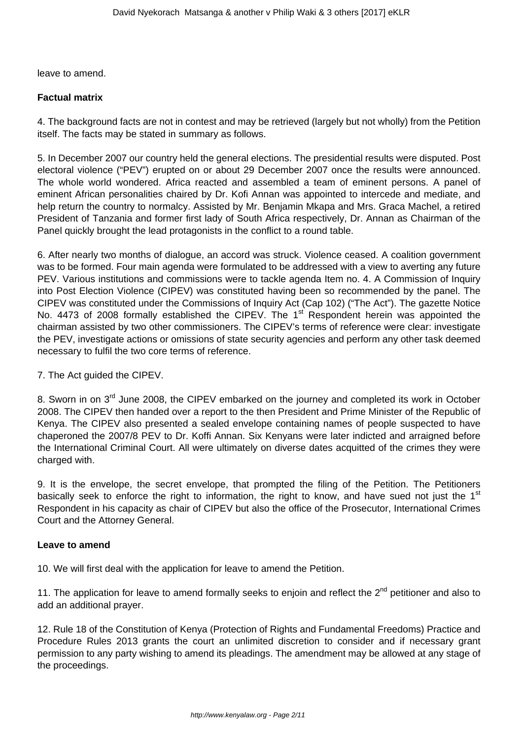leave to amend.

**Factual matrix**

4. The background facts are not in contest and may be retrieved (largely but not wholly) from the Petition itself. The facts may be stated in summary as follows.

5. In December 2007 our country held the general elections. The presidential results were disputed. Post electoral violence ("PEV") erupted on or about 29 December 2007 once the results were announced. The whole world wondered. Africa reacted and assembled a team of eminent persons. A panel of eminent African personalities chaired by Dr. Kofi Annan was appointed to intercede and mediate, and help return the country to normalcy. Assisted by Mr. Benjamin Mkapa and Mrs. Graca Machel, a retired President of Tanzania and former first lady of South Africa respectively, Dr. Annan as Chairman of the Panel quickly brought the lead protagonists in the conflict to a round table.

6. After nearly two months of dialogue, an accord was struck. Violence ceased. A coalition government was to be formed. Four main agenda were formulated to be addressed with a view to averting any future PEV. Various institutions and commissions were to tackle agenda Item no. 4. A Commission of Inquiry into Post Election Violence (CIPEV) was constituted having been so recommended by the panel. The CIPEV was constituted under the Commissions of Inquiry Act (Cap 102) ("The Act"). The gazette Notice No. 4473 of 2008 formally established the CIPEV. The 1st Respondent herein was appointed the chairman assisted by two other commissioners. The CIPEV's terms of reference were clear: investigate the PEV, investigate actions or omissions of state security agencies and perform any other task deemed necessary to fulfil the two core terms of reference.

7. The Act guided the CIPEV.

8. Sworn in on 3rd June 2008, the CIPEV embarked on the journey and completed its work in October 2008. The CIPEV then handed over a report to the then President and Prime Minister of the Republic of Kenya. The CIPEV also presented a sealed envelope containing names of people suspected to have chaperoned the 2007/8 PEV to Dr. Koffi Annan. Six Kenyans were later indicted and arraigned before the International Criminal Court. All were ultimately on diverse dates acquitted of the crimes they were charged with.

9. It is the envelope, the secret envelope, that prompted the filing of the Petition. The Petitioners basically seek to enforce the right to information, the right to know, and have sued not just the 1st Respondent in his capacity as chair of CIPEV but also the office of the Prosecutor, International Crimes Court and the Attorney General.

**Leave to amend**

10. We will first deal with the application for leave to amend the Petition.

11. The application for leave to amend formally seeks to enjoin and reflect the 2nd petitioner and also to add an additional prayer.

12. Rule 18 of the Constitution of Kenya (Protection of Rights and Fundamental Freedoms) Practice and Procedure Rules 2013 grants the court an unlimited discretion to consider and if necessary grant permission to any party wishing to amend its pleadings. The amendment may be allowed at any stage of the proceedings.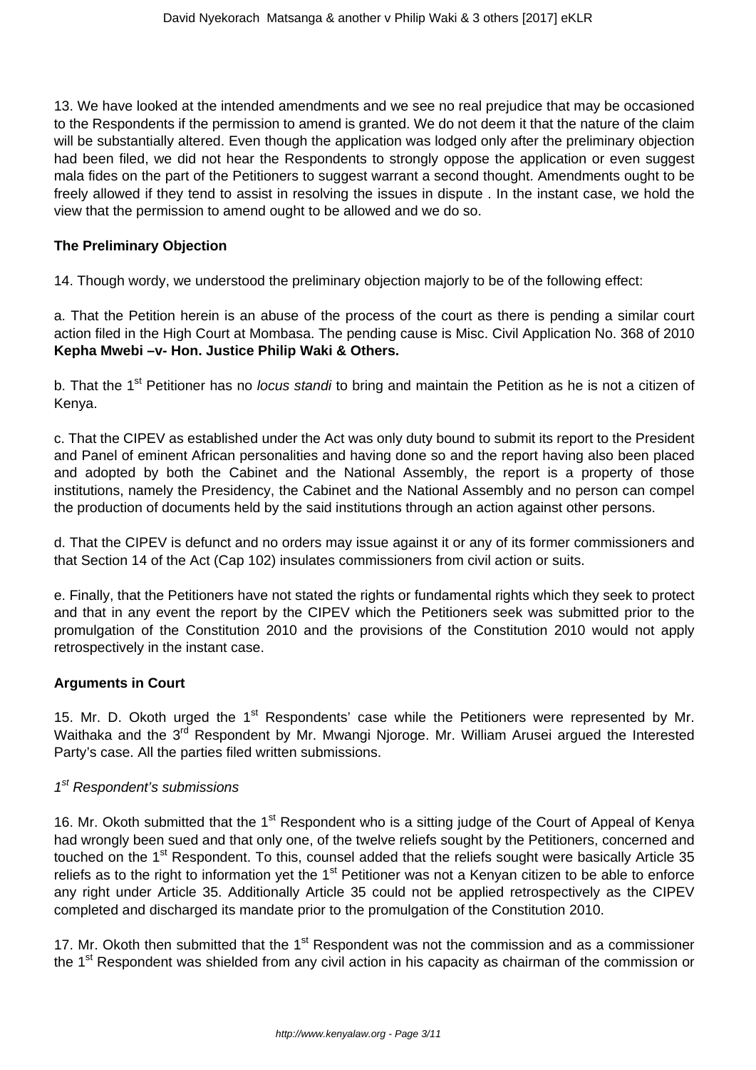13. We have looked at the intended amendments and we see no real prejudice that may be occasioned to the Respondents if the permission to amend is granted. We do not deem it that the nature of the claim will be substantially altered. Even though the application was lodged only after the preliminary objection had been filed, we did not hear the Respondents to strongly oppose the application or even suggest mala fides on the part of the Petitioners to suggest warrant a second thought. Amendments ought to be freely allowed if they tend to assist in resolving the issues in dispute . In the instant case, we hold the view that the permission to amend ought to be allowed and we do so.

**The Preliminary Objection**

14. Though wordy, we understood the preliminary objection majorly to be of the following effect:

a. That the Petition herein is an abuse of the process of the court as there is pending a similar court action filed in the High Court at Mombasa. The pending cause is Misc. Civil Application No. 368 of 2010 **Kepha Mwebi –v- Hon. Justice Philip Waki & Others.**

b. That the 1st Petitioner has no *locus standi* to bring and maintain the Petition as he is not a citizen of Kenya.

c. That the CIPEV as established under the Act was only duty bound to submit its report to the President and Panel of eminent African personalities and having done so and the report having also been placed and adopted by both the Cabinet and the National Assembly, the report is a property of those institutions, namely the Presidency, the Cabinet and the National Assembly and no person can compel the production of documents held by the said institutions through an action against other persons.

d. That the CIPEV is defunct and no orders may issue against it or any of its former commissioners and that Section 14 of the Act (Cap 102) insulates commissioners from civil action or suits.

e. Finally, that the Petitioners have not stated the rights or fundamental rights which they seek to protect and that in any event the report by the CIPEV which the Petitioners seek was submitted prior to the promulgation of the Constitution 2010 and the provisions of the Constitution 2010 would not apply retrospectively in the instant case.

**Arguments in Court**

15. Mr. D. Okoth urged the 1st Respondents' case while the Petitioners were represented by Mr. Waithaka and the 3rd Respondent by Mr. Mwangi Njoroge. Mr. William Arusei argued the Interested Party's case. All the parties filed written submissions.

*1st Respondent's submissions*

16. Mr. Okoth submitted that the 1st Respondent who is a sitting judge of the Court of Appeal of Kenya had wrongly been sued and that only one, of the twelve reliefs sought by the Petitioners, concerned and touched on the 1st Respondent. To this, counsel added that the reliefs sought were basically Article 35 reliefs as to the right to information yet the 1st Petitioner was not a Kenyan citizen to be able to enforce any right under Article 35. Additionally Article 35 could not be applied retrospectively as the CIPEV completed and discharged its mandate prior to the promulgation of the Constitution 2010.

17. Mr. Okoth then submitted that the 1st Respondent was not the commission and as a commissioner the 1st Respondent was shielded from any civil action in his capacity as chairman of the commission or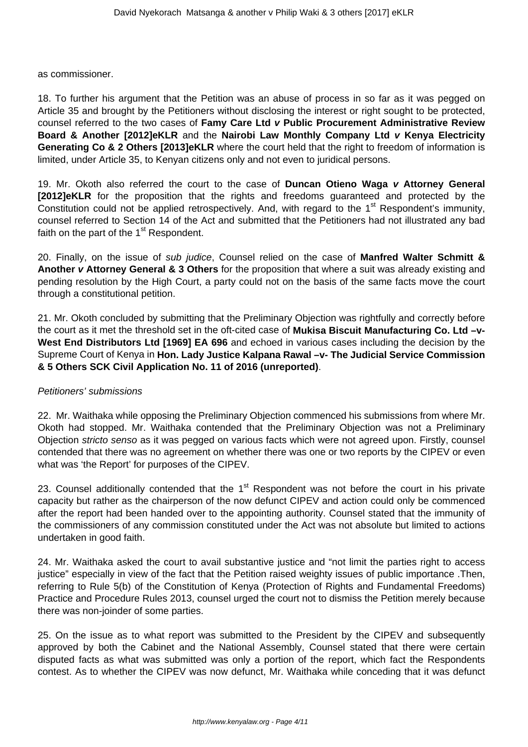as commissioner.

18. To further his argument that the Petition was an abuse of process in so far as it was pegged on Article 35 and brought by the Petitioners without disclosing the interest or right sought to be protected, counsel referred to the two cases of **Famy Care Ltd *v* Public Procurement Administrative Review Board & Another [2012]eKLR** and the **Nairobi Law Monthly Company Ltd *v* Kenya Electricity Generating Co & 2 Others [2013]eKLR** where the court held that the right to freedom of information is limited, under Article 35, to Kenyan citizens only and not even to juridical persons.

19. Mr. Okoth also referred the court to the case of **Duncan Otieno Waga *v* Attorney General [2012]eKLR** for the proposition that the rights and freedoms guaranteed and protected by the Constitution could not be applied retrospectively. And, with regard to the 1st Respondent's immunity, counsel referred to Section 14 of the Act and submitted that the Petitioners had not illustrated any bad faith on the part of the 1st Respondent.

20. Finally, on the issue of *sub judice*, Counsel relied on the case of **Manfred Walter Schmitt & Another *v* Attorney General & 3 Others** for the proposition that where a suit was already existing and pending resolution by the High Court, a party could not on the basis of the same facts move the court through a constitutional petition.

21. Mr. Okoth concluded by submitting that the Preliminary Objection was rightfully and correctly before the court as it met the threshold set in the oft-cited case of **Mukisa Biscuit Manufacturing Co. Ltd –v- West End Distributors Ltd [1969] EA 696** and echoed in various cases including the decision by the Supreme Court of Kenya in **Hon. Lady Justice Kalpana Rawal –v- The Judicial Service Commission & 5 Others SCK Civil Application No. 11 of 2016 (unreported)**.

*Petitioners' submissions*

22. Mr. Waithaka while opposing the Preliminary Objection commenced his submissions from where Mr. Okoth had stopped. Mr. Waithaka contended that the Preliminary Objection was not a Preliminary Objection *stricto senso* as it was pegged on various facts which were not agreed upon. Firstly, counsel contended that there was no agreement on whether there was one or two reports by the CIPEV or even what was 'the Report' for purposes of the CIPEV.

23. Counsel additionally contended that the 1st Respondent was not before the court in his private capacity but rather as the chairperson of the now defunct CIPEV and action could only be commenced after the report had been handed over to the appointing authority. Counsel stated that the immunity of the commissioners of any commission constituted under the Act was not absolute but limited to actions undertaken in good faith.

24. Mr. Waithaka asked the court to avail substantive justice and "not limit the parties right to access justice" especially in view of the fact that the Petition raised weighty issues of public importance .Then, referring to Rule 5(b) of the Constitution of Kenya (Protection of Rights and Fundamental Freedoms) Practice and Procedure Rules 2013, counsel urged the court not to dismiss the Petition merely because there was non-joinder of some parties.

25. On the issue as to what report was submitted to the President by the CIPEV and subsequently approved by both the Cabinet and the National Assembly, Counsel stated that there were certain disputed facts as what was submitted was only a portion of the report, which fact the Respondents contest. As to whether the CIPEV was now defunct, Mr. Waithaka while conceding that it was defunct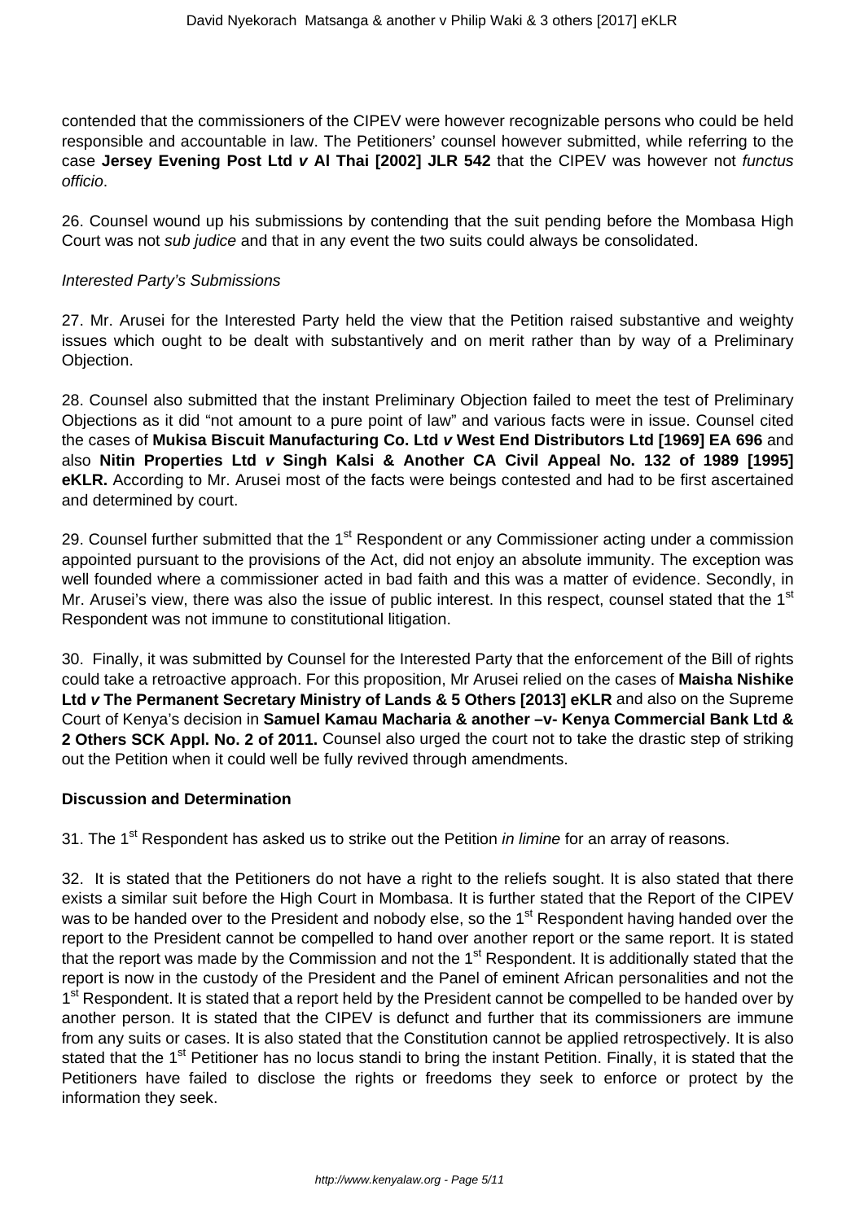contended that the commissioners of the CIPEV were however recognizable persons who could be held responsible and accountable in law. The Petitioners' counsel however submitted, while referring to the case **Jersey Evening Post Ltd *v* Al Thai [2002] JLR 542** that the CIPEV was however not *functus officio*.

26. Counsel wound up his submissions by contending that the suit pending before the Mombasa High Court was not *sub judice* and that in any event the two suits could always be consolidated.

*Interested Party's Submissions*

27. Mr. Arusei for the Interested Party held the view that the Petition raised substantive and weighty issues which ought to be dealt with substantively and on merit rather than by way of a Preliminary Objection.

28. Counsel also submitted that the instant Preliminary Objection failed to meet the test of Preliminary Objections as it did "not amount to a pure point of law" and various facts were in issue. Counsel cited the cases of **Mukisa Biscuit Manufacturing Co. Ltd *v* West End Distributors Ltd [1969] EA 696** and also **Nitin Properties Ltd *v* Singh Kalsi & Another CA Civil Appeal No. 132 of 1989 [1995] eKLR.** According to Mr. Arusei most of the facts were beings contested and had to be first ascertained and determined by court.

29. Counsel further submitted that the 1st Respondent or any Commissioner acting under a commission appointed pursuant to the provisions of the Act, did not enjoy an absolute immunity. The exception was well founded where a commissioner acted in bad faith and this was a matter of evidence. Secondly, in Mr. Arusei's view, there was also the issue of public interest. In this respect, counsel stated that the 1st Respondent was not immune to constitutional litigation.

30. Finally, it was submitted by Counsel for the Interested Party that the enforcement of the Bill of rights could take a retroactive approach. For this proposition, Mr Arusei relied on the cases of **Maisha Nishike Ltd *v* The Permanent Secretary Ministry of Lands & 5 Others [2013] eKLR** and also on the Supreme Court of Kenya's decision in **Samuel Kamau Macharia & another –v- Kenya Commercial Bank Ltd & 2 Others SCK Appl. No. 2 of 2011.** Counsel also urged the court not to take the drastic step of striking out the Petition when it could well be fully revived through amendments.

**Discussion and Determination**

31. The 1st Respondent has asked us to strike out the Petition *in limine* for an array of reasons.

32. It is stated that the Petitioners do not have a right to the reliefs sought. It is also stated that there exists a similar suit before the High Court in Mombasa. It is further stated that the Report of the CIPEV was to be handed over to the President and nobody else, so the 1st Respondent having handed over the report to the President cannot be compelled to hand over another report or the same report. It is stated that the report was made by the Commission and not the 1st Respondent. It is additionally stated that the report is now in the custody of the President and the Panel of eminent African personalities and not the 1st Respondent. It is stated that a report held by the President cannot be compelled to be handed over by another person. It is stated that the CIPEV is defunct and further that its commissioners are immune from any suits or cases. It is also stated that the Constitution cannot be applied retrospectively. It is also stated that the 1st Petitioner has no locus standi to bring the instant Petition. Finally, it is stated that the Petitioners have failed to disclose the rights or freedoms they seek to enforce or protect by the information they seek.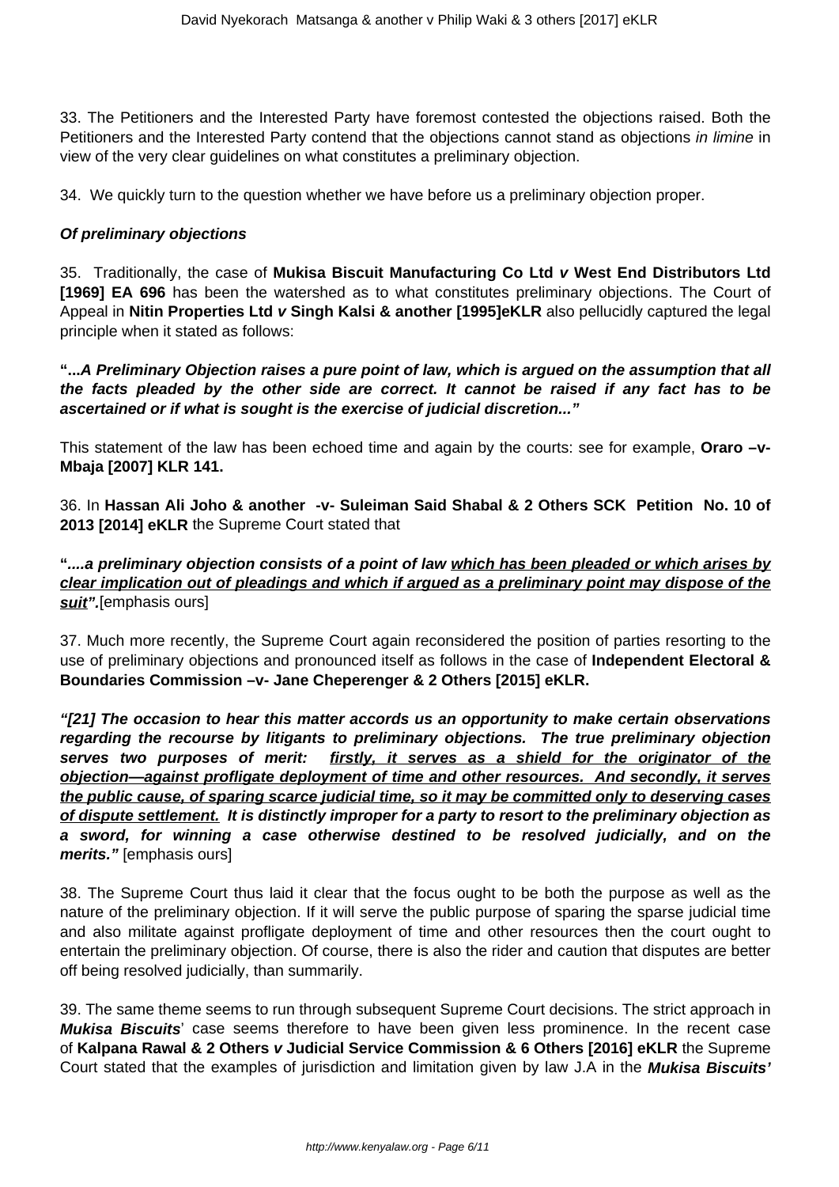33. The Petitioners and the Interested Party have foremost contested the objections raised. Both the Petitioners and the Interested Party contend that the objections cannot stand as objections *in limine* in view of the very clear guidelines on what constitutes a preliminary objection.

34. We quickly turn to the question whether we have before us a preliminary objection proper.

***Of preliminary objections***

35. Traditionally, the case of **Mukisa Biscuit Manufacturing Co Ltd *v* West End Distributors Ltd [1969] EA 696** has been the watershed as to what constitutes preliminary objections. The Court of Appeal in **Nitin Properties Ltd *v* Singh Kalsi & another [1995]eKLR** also pellucidly captured the legal principle when it stated as follows:

**"...*A Preliminary Objection raises a pure point of law, which is argued on the assumption that all the facts pleaded by the other side are correct. It cannot be raised if any fact has to be ascertained or if what is sought is the exercise of judicial discretion...*"**

This statement of the law has been echoed time and again by the courts: see for example, **Oraro –v- Mbaja [2007] KLR 141.**

36. In **Hassan Ali Joho & another -v- Suleiman Said Shabal & 2 Others SCK Petition No. 10 of 2013 [2014] eKLR** the Supreme Court stated that

**"*....a preliminary objection consists of a point of law <u>which has been pleaded or which arises by clear implication out of pleadings and which if argued as a preliminary point may dispose of the suit</u>".***[emphasis ours]

37. Much more recently, the Supreme Court again reconsidered the position of parties resorting to the use of preliminary objections and pronounced itself as follows in the case of **Independent Electoral & Boundaries Commission –v- Jane Cheperenger & 2 Others [2015] eKLR.**

***"[21] The occasion to hear this matter accords us an opportunity to make certain observations regarding the recourse by litigants to preliminary objections. The true preliminary objection serves two purposes of merit: <u>firstly, it serves as a shield for the originator of the objection—against profligate deployment of time and other resources. And secondly, it serves the public cause, of sparing scarce judicial time, so it may be committed only to deserving cases of dispute settlement.</u> It is distinctly improper for a party to resort to the preliminary objection as a sword, for winning a case otherwise destined to be resolved judicially, and on the merits."*** [emphasis ours]

38. The Supreme Court thus laid it clear that the focus ought to be both the purpose as well as the nature of the preliminary objection. If it will serve the public purpose of sparing the sparse judicial time and also militate against profligate deployment of time and other resources then the court ought to entertain the preliminary objection. Of course, there is also the rider and caution that disputes are better off being resolved judicially, than summarily.

39. The same theme seems to run through subsequent Supreme Court decisions. The strict approach in ***Mukisa Biscuits***' case seems therefore to have been given less prominence. In the recent case of **Kalpana Rawal & 2 Others *v* Judicial Service Commission & 6 Others [2016] eKLR** the Supreme Court stated that the examples of jurisdiction and limitation given by law J.A in the ***Mukisa Biscuits'***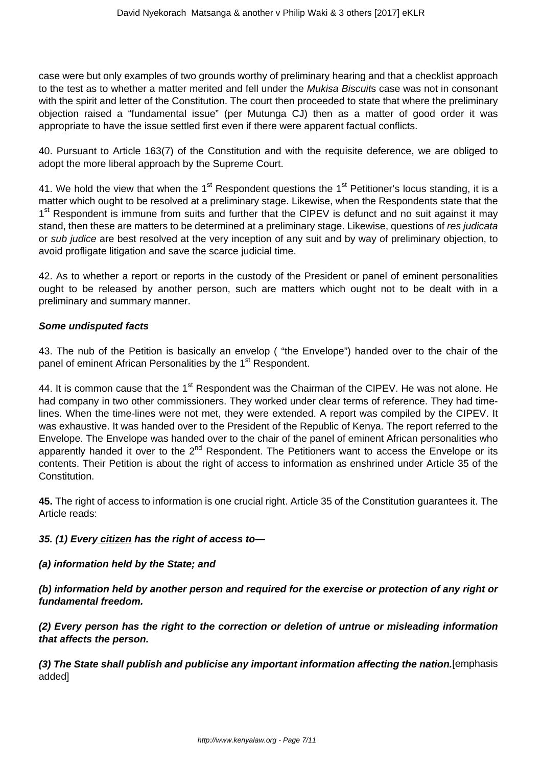case were but only examples of two grounds worthy of preliminary hearing and that a checklist approach to the test as to whether a matter merited and fell under the *Mukisa Biscuit*s case was not in consonant with the spirit and letter of the Constitution. The court then proceeded to state that where the preliminary objection raised a "fundamental issue" (per Mutunga CJ) then as a matter of good order it was appropriate to have the issue settled first even if there were apparent factual conflicts.

40. Pursuant to Article 163(7) of the Constitution and with the requisite deference, we are obliged to adopt the more liberal approach by the Supreme Court.

41. We hold the view that when the 1st Respondent questions the 1st Petitioner's locus standing, it is a matter which ought to be resolved at a preliminary stage. Likewise, when the Respondents state that the 1st Respondent is immune from suits and further that the CIPEV is defunct and no suit against it may stand, then these are matters to be determined at a preliminary stage. Likewise, questions of *res judicata* or *sub judice* are best resolved at the very inception of any suit and by way of preliminary objection, to avoid profligate litigation and save the scarce judicial time.

42. As to whether a report or reports in the custody of the President or panel of eminent personalities ought to be released by another person, such are matters which ought not to be dealt with in a preliminary and summary manner.

***Some undisputed facts***

43. The nub of the Petition is basically an envelop ( "the Envelope") handed over to the chair of the panel of eminent African Personalities by the 1st Respondent.

44. It is common cause that the 1st Respondent was the Chairman of the CIPEV. He was not alone. He had company in two other commissioners. They worked under clear terms of reference. They had time-lines. When the time-lines were not met, they were extended. A report was compiled by the CIPEV. It was exhaustive. It was handed over to the President of the Republic of Kenya. The report referred to the Envelope. The Envelope was handed over to the chair of the panel of eminent African personalities who apparently handed it over to the 2nd Respondent. The Petitioners want to access the Envelope or its contents. Their Petition is about the right of access to information as enshrined under Article 35 of the Constitution.

**45.** The right of access to information is one crucial right. Article 35 of the Constitution guarantees it. The Article reads:

***35. (1) Every citizen has the right of access to—***

***(a) information held by the State; and***

***(b) information held by another person and required for the exercise or protection of any right or fundamental freedom.***

***(2) Every person has the right to the correction or deletion of untrue or misleading information that affects the person.***

***(3) The State shall publish and publicise any important information affecting the nation.***[emphasis added]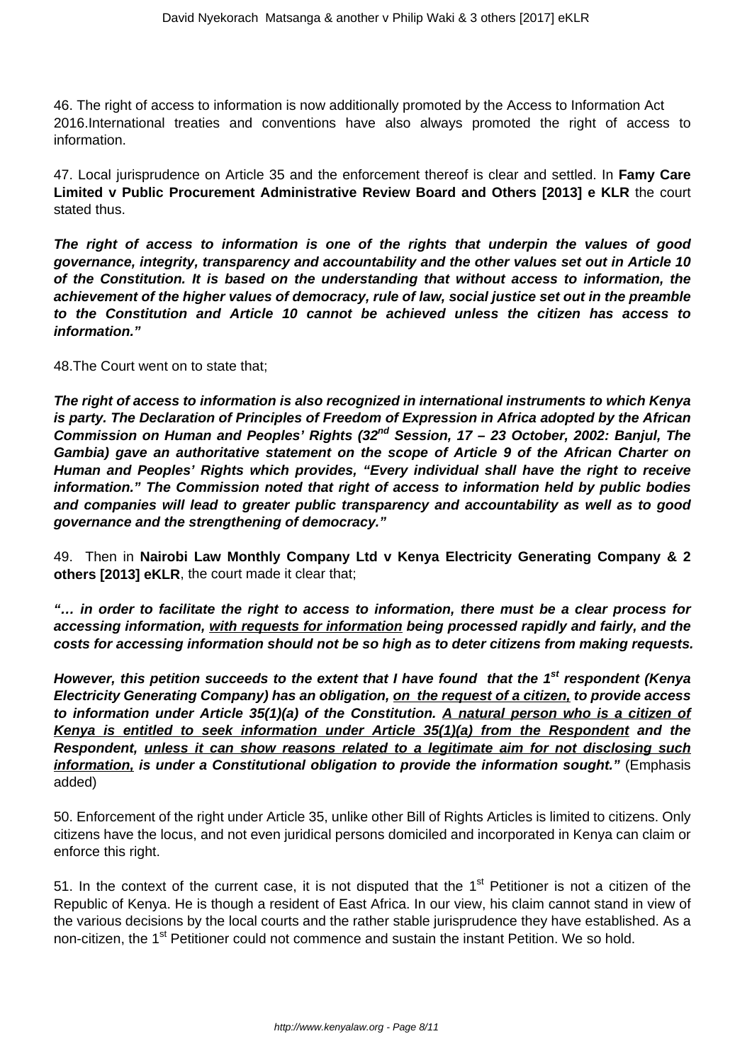46. The right of access to information is now additionally promoted by the Access to Information Act 2016.International treaties and conventions have also always promoted the right of access to information.

47. Local jurisprudence on Article 35 and the enforcement thereof is clear and settled. In **Famy Care Limited v Public Procurement Administrative Review Board and Others [2013] e KLR** the court stated thus.

***The right of access to information is one of the rights that underpin the values of good governance, integrity, transparency and accountability and the other values set out in Article 10 of the Constitution. It is based on the understanding that without access to information, the achievement of the higher values of democracy, rule of law, social justice set out in the preamble to the Constitution and Article 10 cannot be achieved unless the citizen has access to information."***

48.The Court went on to state that;

***The right of access to information is also recognized in international instruments to which Kenya is party. The Declaration of Principles of Freedom of Expression in Africa adopted by the African Commission on Human and Peoples' Rights (32nd Session, 17 – 23 October, 2002: Banjul, The Gambia) gave an authoritative statement on the scope of Article 9 of the African Charter on Human and Peoples' Rights which provides, "Every individual shall have the right to receive information." The Commission noted that right of access to information held by public bodies and companies will lead to greater public transparency and accountability as well as to good governance and the strengthening of democracy."***

49. Then in **Nairobi Law Monthly Company Ltd v Kenya Electricity Generating Company & 2 others [2013] eKLR**, the court made it clear that;

***"… in order to facilitate the right to access to information, there must be a clear process for accessing information, <u>with requests for information</u> being processed rapidly and fairly, and the costs for accessing information should not be so high as to deter citizens from making requests.***

***However, this petition succeeds to the extent that I have found that the 1st respondent (Kenya Electricity Generating Company) has an obligation, <u>on the request of a citizen,</u> to provide access to information under Article 35(1)(a) of the Constitution. <u>A natural person who is a citizen of Kenya is entitled to seek information under Article 35(1)(a) from the Respondent</u> and the Respondent, <u>unless it can show reasons related to a legitimate aim for not disclosing such information,</u> is under a Constitutional obligation to provide the information sought."*** (Emphasis added)

50. Enforcement of the right under Article 35, unlike other Bill of Rights Articles is limited to citizens. Only citizens have the locus, and not even juridical persons domiciled and incorporated in Kenya can claim or enforce this right.

51. In the context of the current case, it is not disputed that the 1st Petitioner is not a citizen of the Republic of Kenya. He is though a resident of East Africa. In our view, his claim cannot stand in view of the various decisions by the local courts and the rather stable jurisprudence they have established. As a non-citizen, the 1st Petitioner could not commence and sustain the instant Petition. We so hold.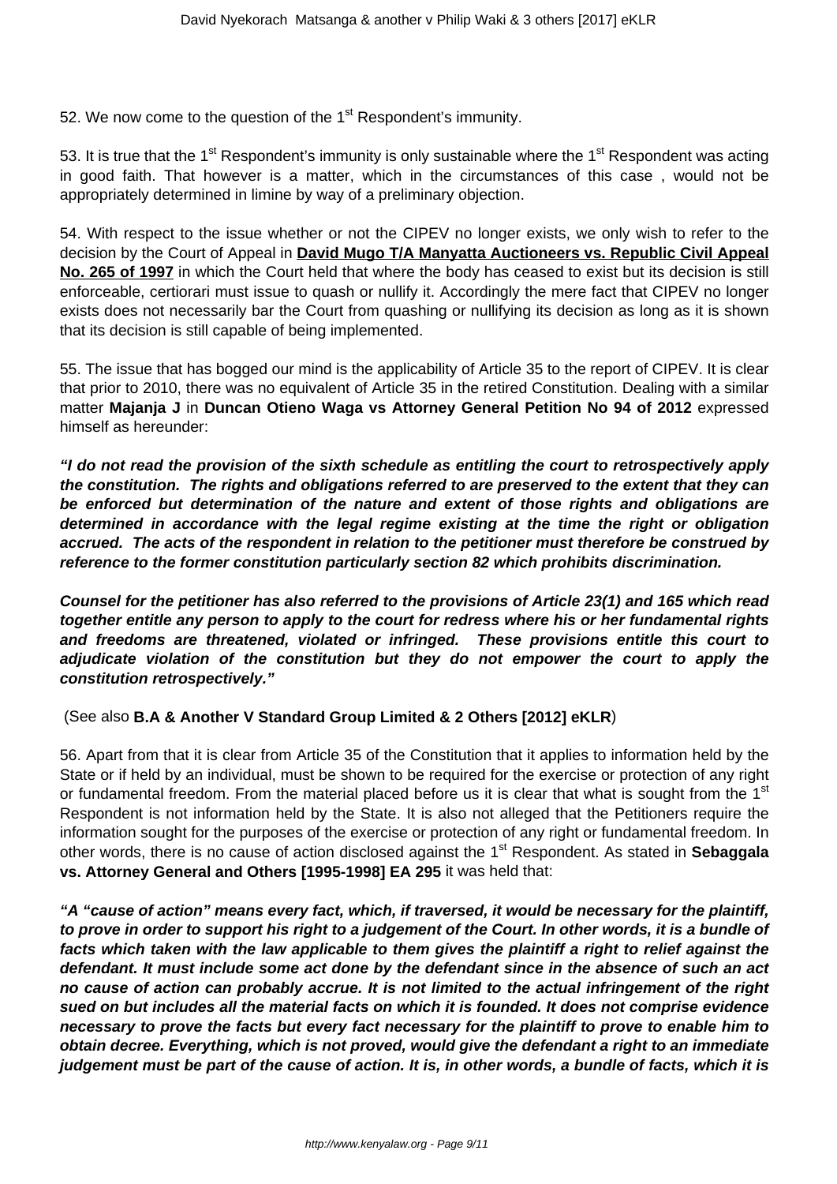52. We now come to the question of the 1st Respondent's immunity.

53. It is true that the 1st Respondent's immunity is only sustainable where the 1st Respondent was acting in good faith. That however is a matter, which in the circumstances of this case , would not be appropriately determined in limine by way of a preliminary objection.

54. With respect to the issue whether or not the CIPEV no longer exists, we only wish to refer to the decision by the Court of Appeal in **David Mugo T/A Manyatta Auctioneers vs. Republic Civil Appeal No. 265 of 1997** in which the Court held that where the body has ceased to exist but its decision is still enforceable, certiorari must issue to quash or nullify it. Accordingly the mere fact that CIPEV no longer exists does not necessarily bar the Court from quashing or nullifying its decision as long as it is shown that its decision is still capable of being implemented.

55. The issue that has bogged our mind is the applicability of Article 35 to the report of CIPEV. It is clear that prior to 2010, there was no equivalent of Article 35 in the retired Constitution. Dealing with a similar matter **Majanja J** in **Duncan Otieno Waga vs Attorney General Petition No 94 of 2012** expressed himself as hereunder:

***"I do not read the provision of the sixth schedule as entitling the court to retrospectively apply the constitution. The rights and obligations referred to are preserved to the extent that they can be enforced but determination of the nature and extent of those rights and obligations are determined in accordance with the legal regime existing at the time the right or obligation accrued. The acts of the respondent in relation to the petitioner must therefore be construed by reference to the former constitution particularly section 82 which prohibits discrimination.***

***Counsel for the petitioner has also referred to the provisions of Article 23(1) and 165 which read together entitle any person to apply to the court for redress where his or her fundamental rights and freedoms are threatened, violated or infringed. These provisions entitle this court to adjudicate violation of the constitution but they do not empower the court to apply the constitution retrospectively."***

(See also **B.A & Another V Standard Group Limited & 2 Others [2012] eKLR**)

56. Apart from that it is clear from Article 35 of the Constitution that it applies to information held by the State or if held by an individual, must be shown to be required for the exercise or protection of any right or fundamental freedom. From the material placed before us it is clear that what is sought from the 1st Respondent is not information held by the State. It is also not alleged that the Petitioners require the information sought for the purposes of the exercise or protection of any right or fundamental freedom. In other words, there is no cause of action disclosed against the 1st Respondent. As stated in **Sebaggala vs. Attorney General and Others [1995-1998] EA 295** it was held that:

***"A "cause of action" means every fact, which, if traversed, it would be necessary for the plaintiff, to prove in order to support his right to a judgement of the Court. In other words, it is a bundle of facts which taken with the law applicable to them gives the plaintiff a right to relief against the defendant. It must include some act done by the defendant since in the absence of such an act no cause of action can probably accrue. It is not limited to the actual infringement of the right sued on but includes all the material facts on which it is founded. It does not comprise evidence necessary to prove the facts but every fact necessary for the plaintiff to prove to enable him to obtain decree. Everything, which is not proved, would give the defendant a right to an immediate judgement must be part of the cause of action. It is, in other words, a bundle of facts, which it is***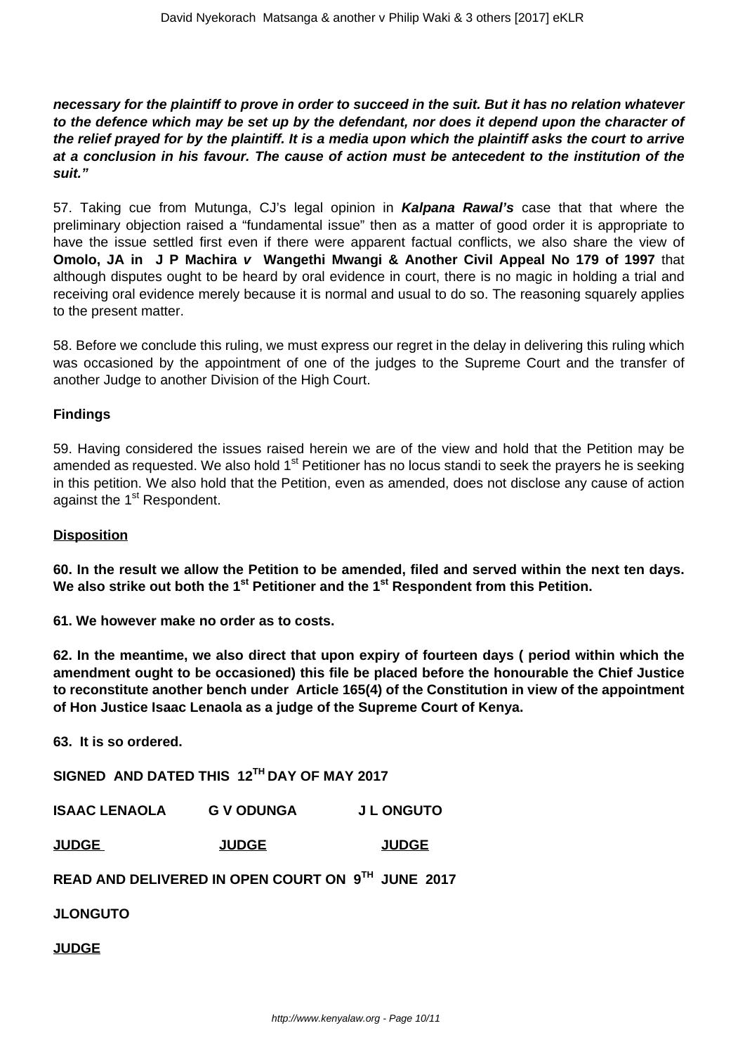***necessary for the plaintiff to prove in order to succeed in the suit. But it has no relation whatever to the defence which may be set up by the defendant, nor does it depend upon the character of the relief prayed for by the plaintiff. It is a media upon which the plaintiff asks the court to arrive at a conclusion in his favour. The cause of action must be antecedent to the institution of the suit."***

57. Taking cue from Mutunga, CJ's legal opinion in ***Kalpana Rawal's*** case that that where the preliminary objection raised a "fundamental issue" then as a matter of good order it is appropriate to have the issue settled first even if there were apparent factual conflicts, we also share the view of **Omolo, JA in J P Machira *v* Wangethi Mwangi & Another Civil Appeal No 179 of 1997** that although disputes ought to be heard by oral evidence in court, there is no magic in holding a trial and receiving oral evidence merely because it is normal and usual to do so. The reasoning squarely applies to the present matter.

58. Before we conclude this ruling, we must express our regret in the delay in delivering this ruling which was occasioned by the appointment of one of the judges to the Supreme Court and the transfer of another Judge to another Division of the High Court.

**Findings**

59. Having considered the issues raised herein we are of the view and hold that the Petition may be amended as requested. We also hold 1st Petitioner has no locus standi to seek the prayers he is seeking in this petition. We also hold that the Petition, even as amended, does not disclose any cause of action against the 1st Respondent.

**Disposition**

**60. In the result we allow the Petition to be amended, filed and served within the next ten days. We also strike out both the 1st Petitioner and the 1st Respondent from this Petition.**

**61. We however make no order as to costs.**

**62. In the meantime, we also direct that upon expiry of fourteen days ( period within which the amendment ought to be occasioned) this file be placed before the honourable the Chief Justice to reconstitute another bench under Article 165(4) of the Constitution in view of the appointment of Hon Justice Isaac Lenaola as a judge of the Supreme Court of Kenya.**

**63. It is so ordered.**

**SIGNED AND DATED THIS 12TH DAY OF MAY 2017**

| **ISAAC LENAOLA** | **G V ODUNGA** | **J L ONGUTO** |
|---|---|---|
| **JUDGE** | **JUDGE** | **JUDGE** |

**READ AND DELIVERED IN OPEN COURT ON 9TH JUNE 2017**

**JLONGUTO**

**JUDGE**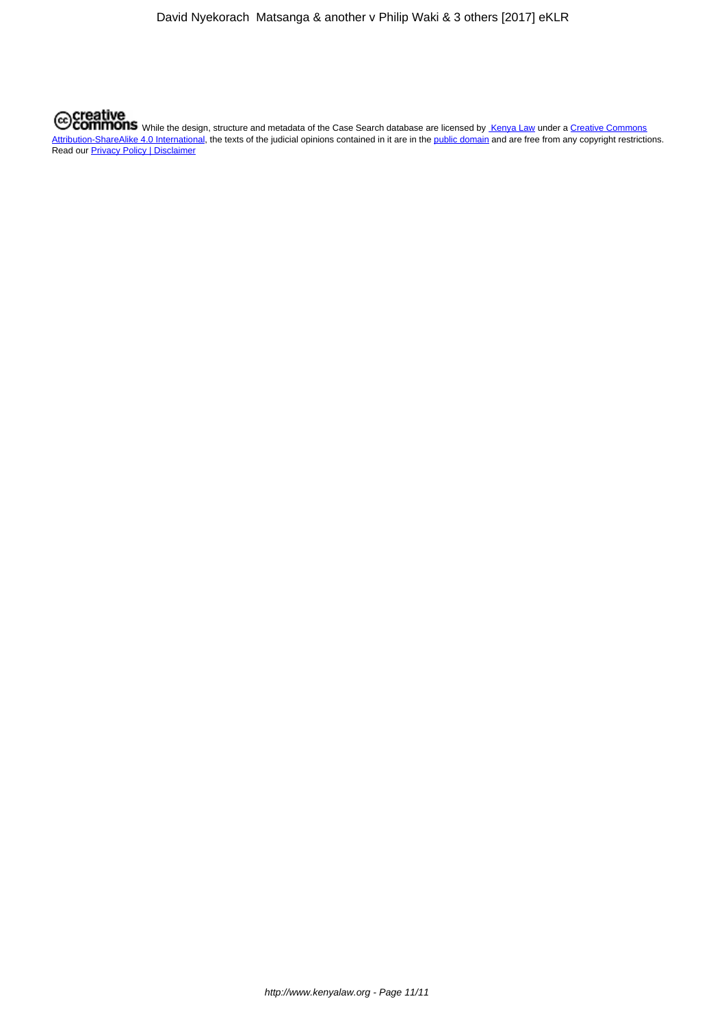While the design, structure and metadata of the Case Search database are licensed by Kenya Law under a Creative Commons Attribution-ShareAlike 4.0 International, the texts of the judicial opinions contained in it are in the public domain and are free from any copyright restrictions. Read our Privacy Policy | Disclaimer